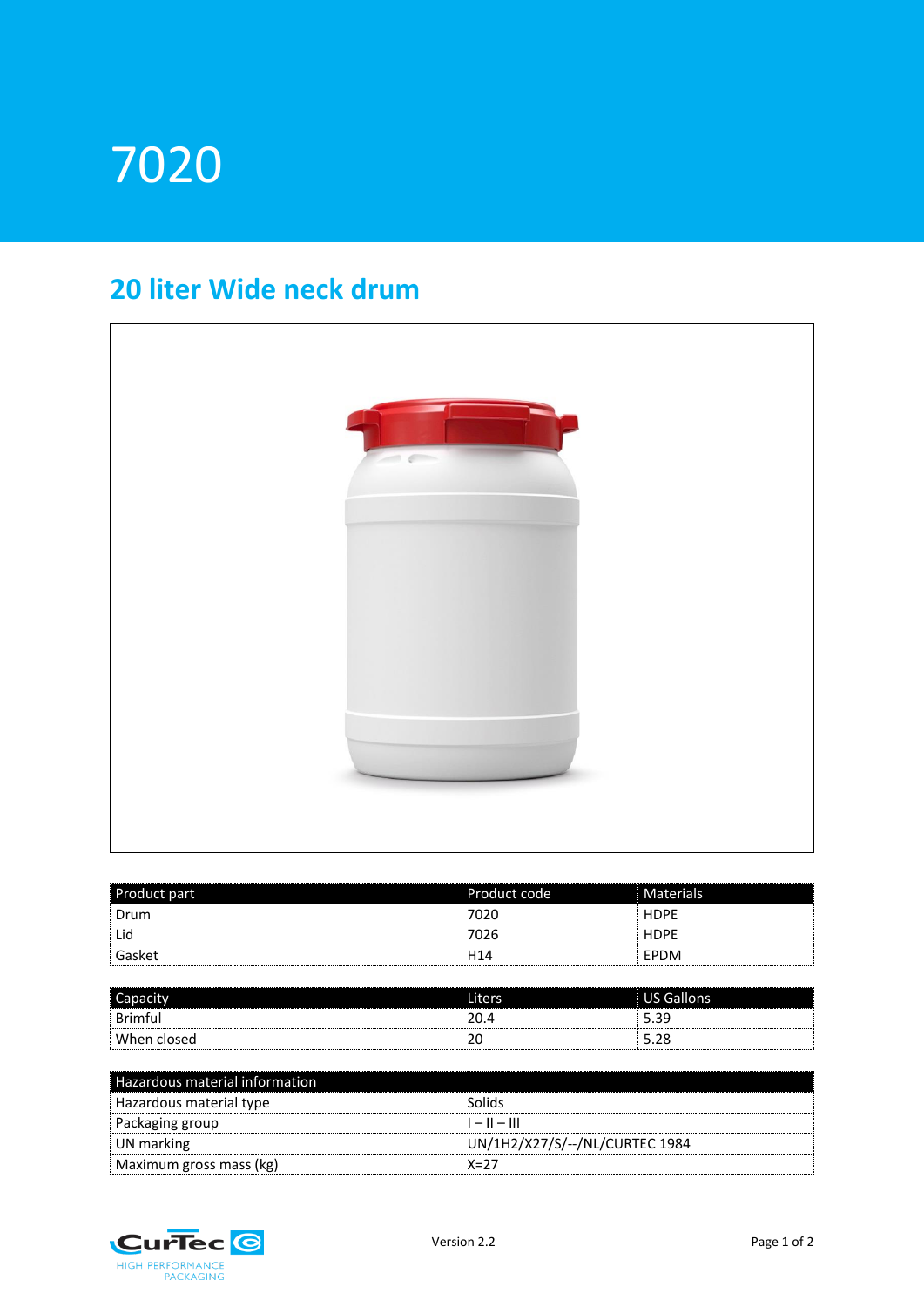# 7020

## 20 liter Wide neck drum

| Product part | Product code | Materials |
|---|---|---|
| Drum | 7020 | HDPE |
| Lid | 7026 | HDPE |
| Gasket | H14 | EPDM |

| Capacity | Liters | US Gallons |
|---|---|---|
| Brimful | 20.4 | 5.39 |
| When closed | 20 | 5.28 |

| Hazardous material information | |
|---|---|
| Hazardous material type | Solids |
| Packaging group | I – II – III |
| UN marking | UN/1H2/X27/S/--/NL/CURTEC 1984 |
| Maximum gross mass (kg) | X=27 |

CurTec HIGH PERFORMANCE PACKAGING

Version 2.2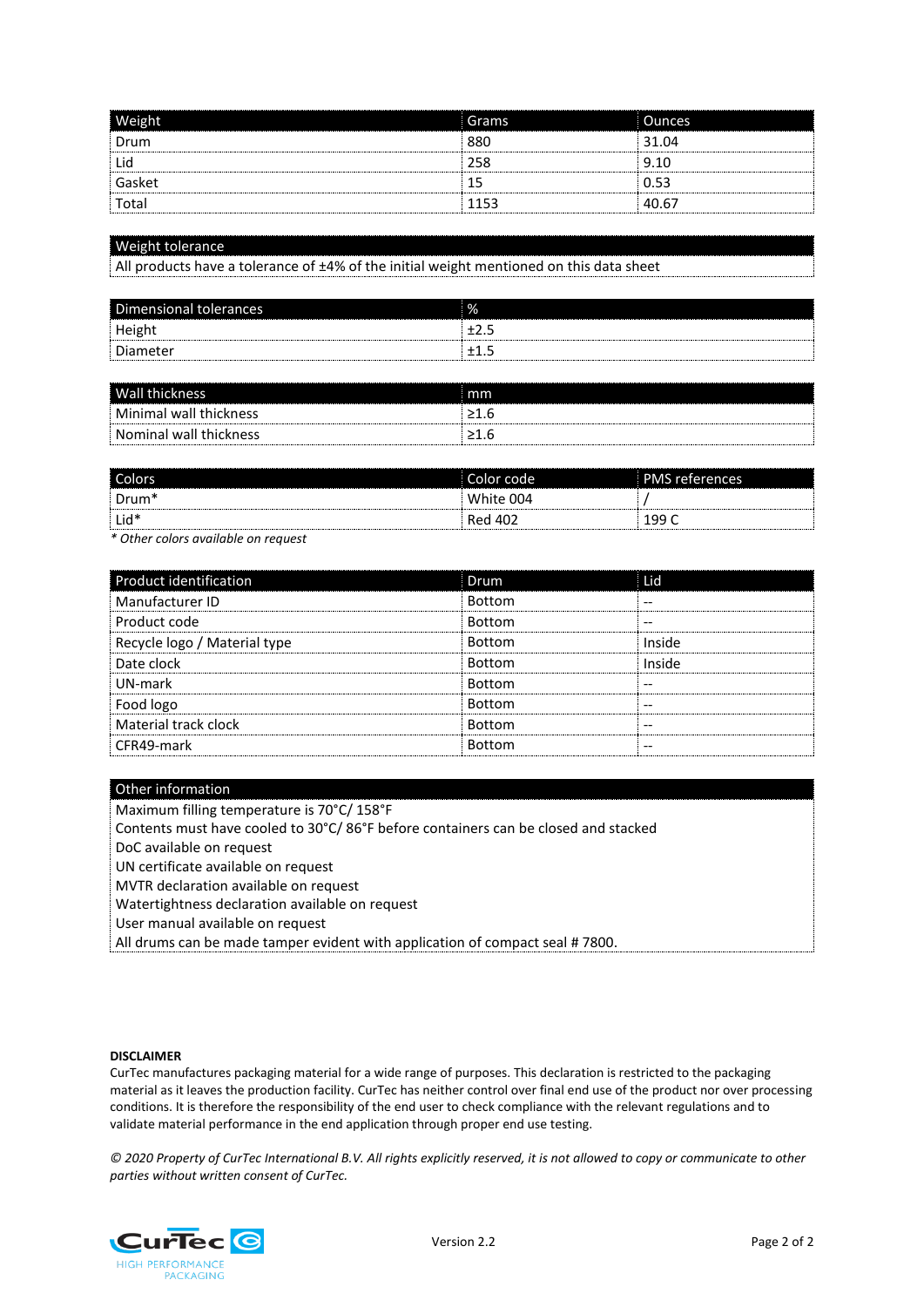| Weight | Grams | Ounces |
| --- | --- | --- |
| Drum | 880 | 31.04 |
| Lid | 258 | 9.10 |
| Gasket | 15 | 0.53 |
| Total | 1153 | 40.67 |

| Weight tolerance |
| --- |
| All products have a tolerance of ±4% of the initial weight mentioned on this data sheet |

| Dimensional tolerances | % |
| --- | --- |
| Height | ±2.5 |
| Diameter | ±1.5 |

| Wall thickness | mm |
| --- | --- |
| Minimal wall thickness | ≥1.6 |
| Nominal wall thickness | ≥1.6 |

| Colors | Color code | PMS references |
| --- | --- | --- |
| Drum* | White 004 | / |
| Lid* | Red 402 | 199 C |

*\* Other colors available on request*

| Product identification | Drum | Lid |
| --- | --- | --- |
| Manufacturer ID | Bottom | -- |
| Product code | Bottom | -- |
| Recycle logo / Material type | Bottom | Inside |
| Date clock | Bottom | Inside |
| UN-mark | Bottom | -- |
| Food logo | Bottom | -- |
| Material track clock | Bottom | -- |
| CFR49-mark | Bottom | -- |

| Other information |
| --- |
| Maximum filling temperature is 70°C/ 158°F |
| Contents must have cooled to 30°C/ 86°F before containers can be closed and stacked |
| DoC available on request |
| UN certificate available on request |
| MVTR declaration available on request |
| Watertightness declaration available on request |
| User manual available on request |
| All drums can be made tamper evident with application of compact seal # 7800. |

**DISCLAIMER**
CurTec manufactures packaging material for a wide range of purposes. This declaration is restricted to the packaging material as it leaves the production facility. CurTec has neither control over final end use of the product nor over processing conditions. It is therefore the responsibility of the end user to check compliance with the relevant regulations and to validate material performance in the end application through proper end use testing.

*© 2020 Property of CurTec International B.V. All rights explicitly reserved, it is not allowed to copy or communicate to other parties without written consent of CurTec.*

Version 2.2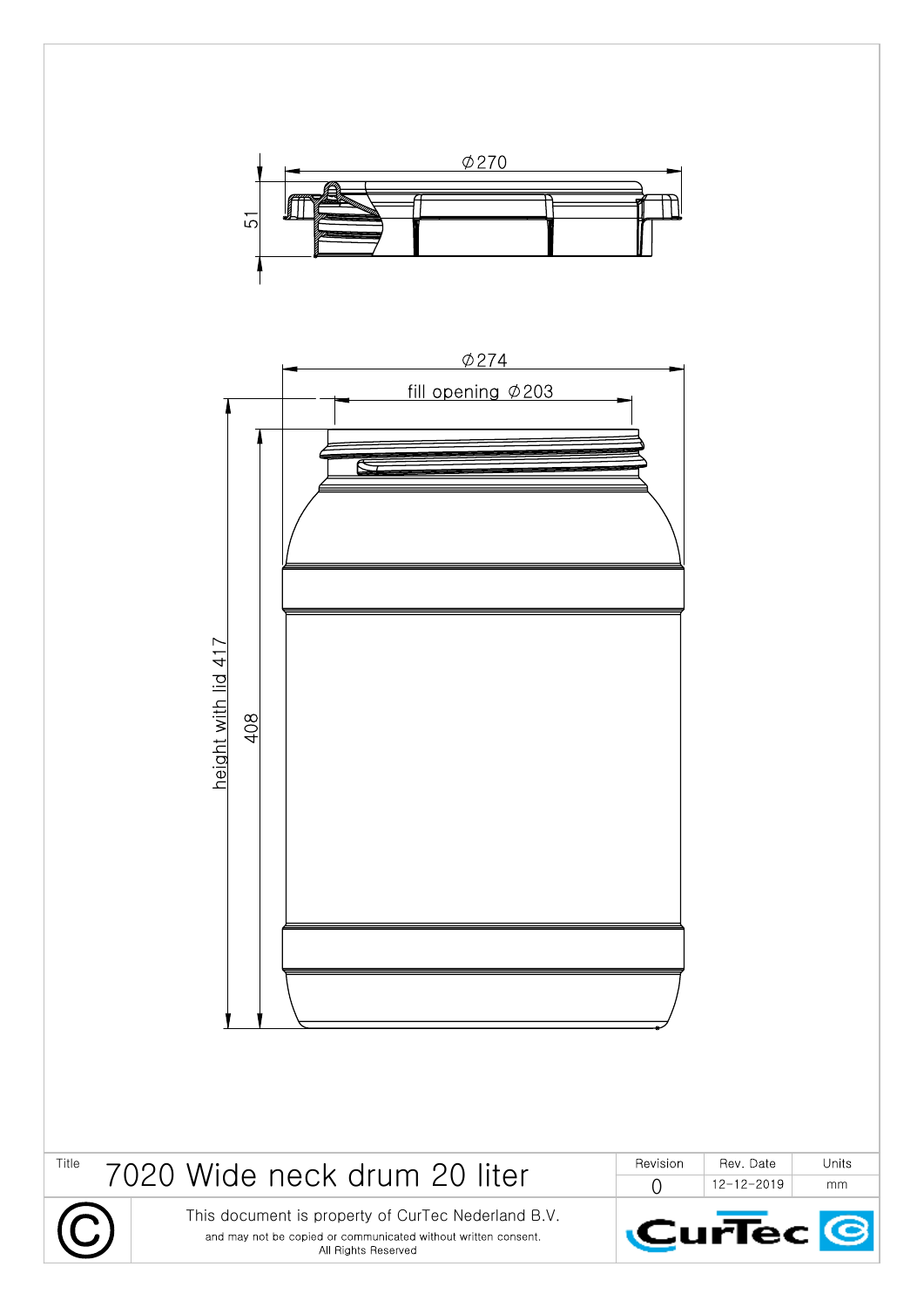Ø270

51

Ø274

fill opening Ø203

height with lid 417

408

| Title | | Revision | Rev. Date | Units |
|---|---|---|---|---|
| 7020 Wide neck drum 20 liter | | 0 | 12-12-2019 | mm |

©

This document is property of CurTec Nederland B.V.

and may not be copied or communicated without written consent.

All Rights Reserved

CurTec